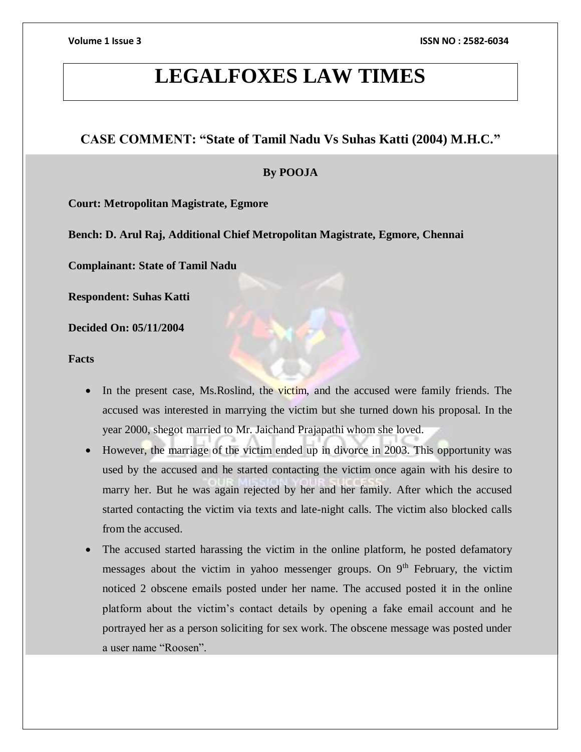# LEGALFOXES LAW TIMES

## CASE COMMENT: "State of Tamil Nadu Vs Suhas Katti (2004) M.H.C."

**By POOJA**

**Court: Metropolitan Magistrate, Egmore**

**Bench: D. Arul Raj, Additional Chief Metropolitan Magistrate, Egmore, Chennai**

**Complainant: State of Tamil Nadu**

**Respondent: Suhas Katti**

**Decided On: 05/11/2004**

**Facts**

- In the present case, Ms.Roslind, the victim, and the accused were family friends. The accused was interested in marrying the victim but she turned down his proposal. In the year 2000, shegot married to Mr. Jaichand Prajapathi whom she loved.
- However, the marriage of the victim ended up in divorce in 2003. This opportunity was used by the accused and he started contacting the victim once again with his desire to marry her. But he was again rejected by her and her family. After which the accused started contacting the victim via texts and late-night calls. The victim also blocked calls from the accused.
- The accused started harassing the victim in the online platform, he posted defamatory messages about the victim in yahoo messenger groups. On 9th February, the victim noticed 2 obscene emails posted under her name. The accused posted it in the online platform about the victim's contact details by opening a fake email account and he portrayed her as a person soliciting for sex work. The obscene message was posted under a user name "Roosen".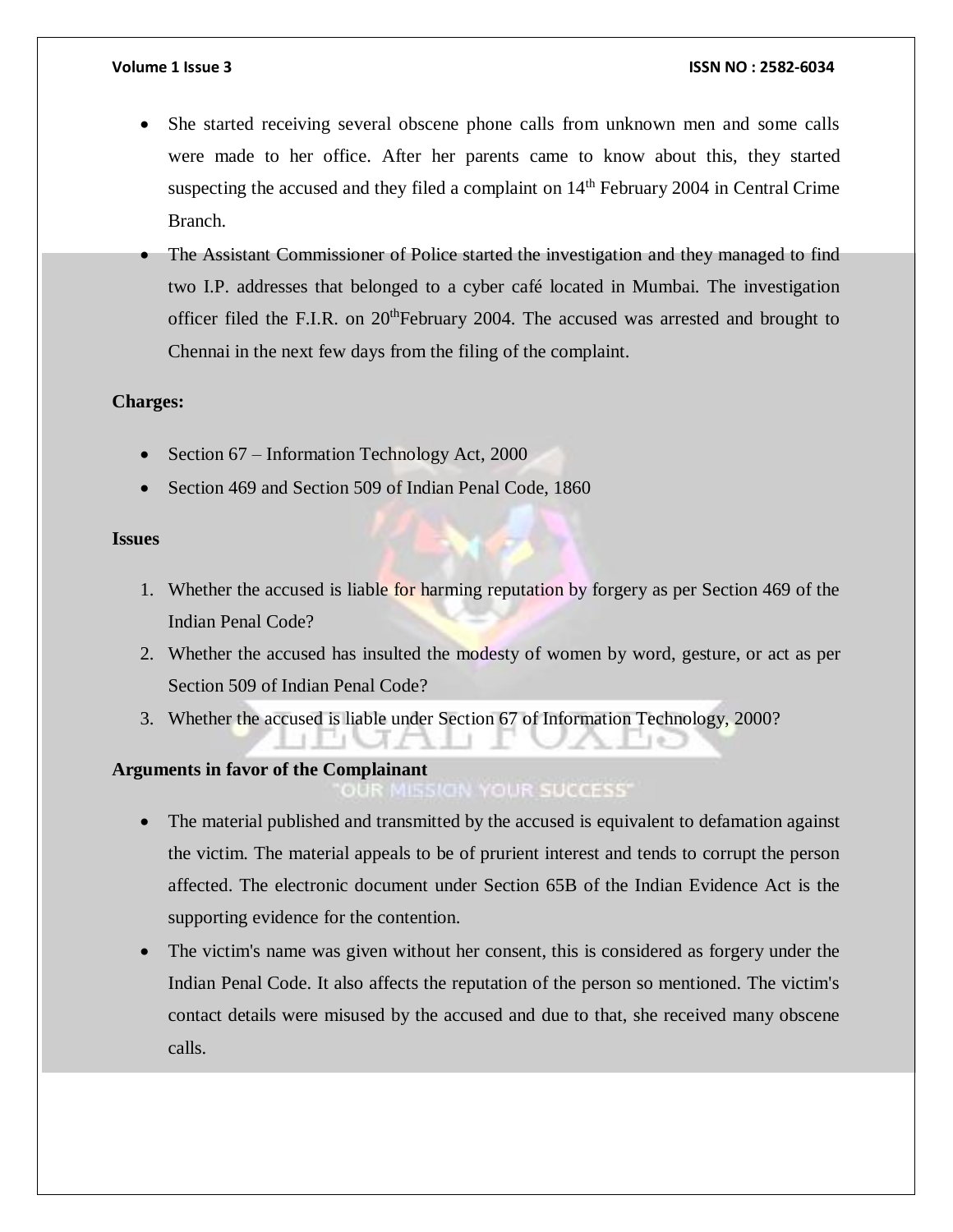- She started receiving several obscene phone calls from unknown men and some calls were made to her office. After her parents came to know about this, they started suspecting the accused and they filed a complaint on 14th February 2004 in Central Crime Branch.
- The Assistant Commissioner of Police started the investigation and they managed to find two I.P. addresses that belonged to a cyber café located in Mumbai. The investigation officer filed the F.I.R. on 20thFebruary 2004. The accused was arrested and brought to Chennai in the next few days from the filing of the complaint.

**Charges:**

- Section 67 – Information Technology Act, 2000
- Section 469 and Section 509 of Indian Penal Code, 1860

**Issues**

1. Whether the accused is liable for harming reputation by forgery as per Section 469 of the Indian Penal Code?
2. Whether the accused has insulted the modesty of women by word, gesture, or act as per Section 509 of Indian Penal Code?
3. Whether the accused is liable under Section 67 of Information Technology, 2000?

**Arguments in favor of the Complainant**

- The material published and transmitted by the accused is equivalent to defamation against the victim. The material appeals to be of prurient interest and tends to corrupt the person affected. The electronic document under Section 65B of the Indian Evidence Act is the supporting evidence for the contention.
- The victim's name was given without her consent, this is considered as forgery under the Indian Penal Code. It also affects the reputation of the person so mentioned. The victim's contact details were misused by the accused and due to that, she received many obscene calls.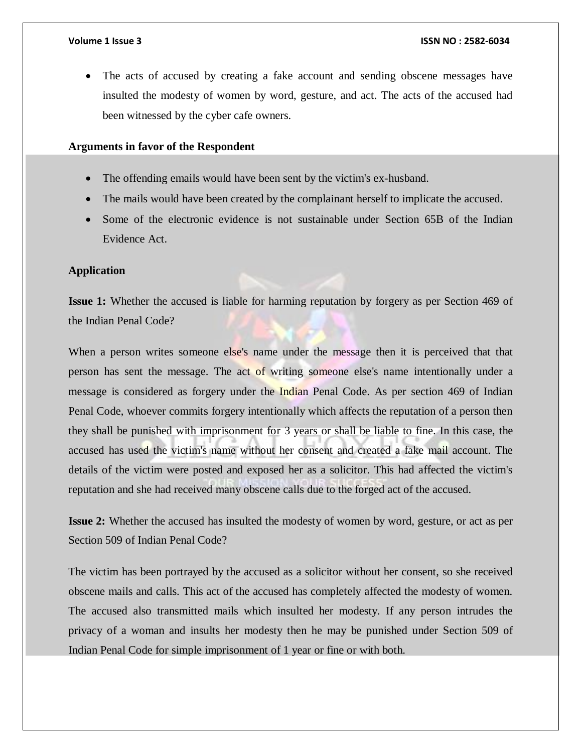- The acts of accused by creating a fake account and sending obscene messages have insulted the modesty of women by word, gesture, and act. The acts of the accused had been witnessed by the cyber cafe owners.

**Arguments in favor of the Respondent**

- The offending emails would have been sent by the victim's ex-husband.
- The mails would have been created by the complainant herself to implicate the accused.
- Some of the electronic evidence is not sustainable under Section 65B of the Indian Evidence Act.

**Application**

**Issue 1:** Whether the accused is liable for harming reputation by forgery as per Section 469 of the Indian Penal Code?

When a person writes someone else's name under the message then it is perceived that that person has sent the message. The act of writing someone else's name intentionally under a message is considered as forgery under the Indian Penal Code. As per section 469 of Indian Penal Code, whoever commits forgery intentionally which affects the reputation of a person then they shall be punished with imprisonment for 3 years or shall be liable to fine. In this case, the accused has used the victim's name without her consent and created a fake mail account. The details of the victim were posted and exposed her as a solicitor. This had affected the victim's reputation and she had received many obscene calls due to the forged act of the accused.

**Issue 2:** Whether the accused has insulted the modesty of women by word, gesture, or act as per Section 509 of Indian Penal Code?

The victim has been portrayed by the accused as a solicitor without her consent, so she received obscene mails and calls. This act of the accused has completely affected the modesty of women. The accused also transmitted mails which insulted her modesty. If any person intrudes the privacy of a woman and insults her modesty then he may be punished under Section 509 of Indian Penal Code for simple imprisonment of 1 year or fine or with both.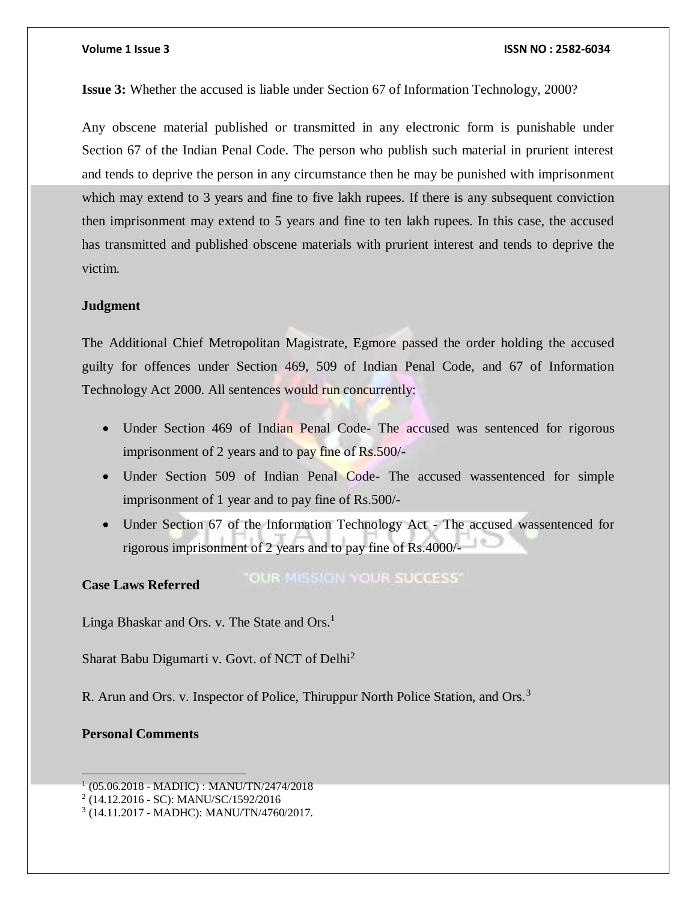**Issue 3:** Whether the accused is liable under Section 67 of Information Technology, 2000?

Any obscene material published or transmitted in any electronic form is punishable under Section 67 of the Indian Penal Code. The person who publish such material in prurient interest and tends to deprive the person in any circumstance then he may be punished with imprisonment which may extend to 3 years and fine to five lakh rupees. If there is any subsequent conviction then imprisonment may extend to 5 years and fine to ten lakh rupees. In this case, the accused has transmitted and published obscene materials with prurient interest and tends to deprive the victim.

**Judgment**

The Additional Chief Metropolitan Magistrate, Egmore passed the order holding the accused guilty for offences under Section 469, 509 of Indian Penal Code, and 67 of Information Technology Act 2000. All sentences would run concurrently:

- Under Section 469 of Indian Penal Code- The accused was sentenced for rigorous imprisonment of 2 years and to pay fine of Rs.500/-
- Under Section 509 of Indian Penal Code- The accused wassentenced for simple imprisonment of 1 year and to pay fine of Rs.500/-
- Under Section 67 of the Information Technology Act - The accused wassentenced for rigorous imprisonment of 2 years and to pay fine of Rs.4000/-

**Case Laws Referred**

Linga Bhaskar and Ors. v. The State and Ors.[1]

Sharat Babu Digumarti v. Govt. of NCT of Delhi[2]

R. Arun and Ors. v. Inspector of Police, Thiruppur North Police Station, and Ors.[3]

**Personal Comments**

[1] (05.06.2018 - MADHC) : MANU/TN/2474/2018

[2] (14.12.2016 - SC): MANU/SC/1592/2016

[3] (14.11.2017 - MADHC): MANU/TN/4760/2017.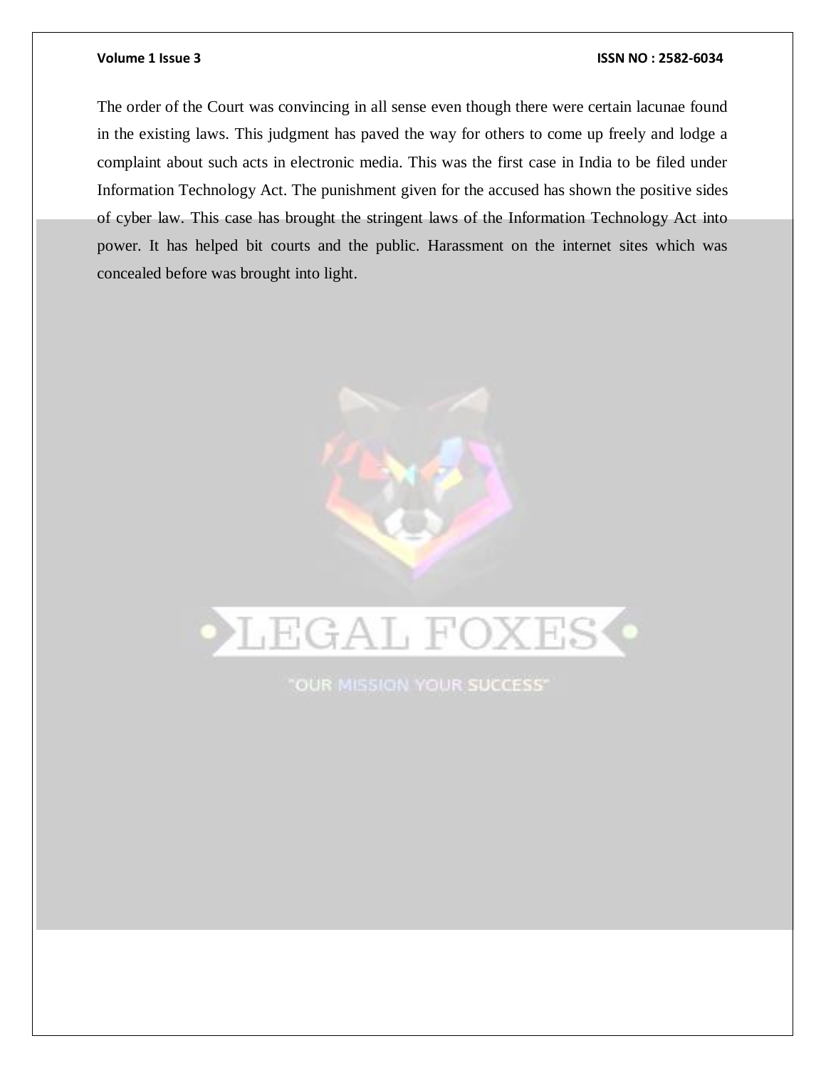The order of the Court was convincing in all sense even though there were certain lacunae found in the existing laws. This judgment has paved the way for others to come up freely and lodge a complaint about such acts in electronic media. This was the first case in India to be filed under Information Technology Act. The punishment given for the accused has shown the positive sides of cyber law. This case has brought the stringent laws of the Information Technology Act into power. It has helped bit courts and the public. Harassment on the internet sites which was concealed before was brought into light.